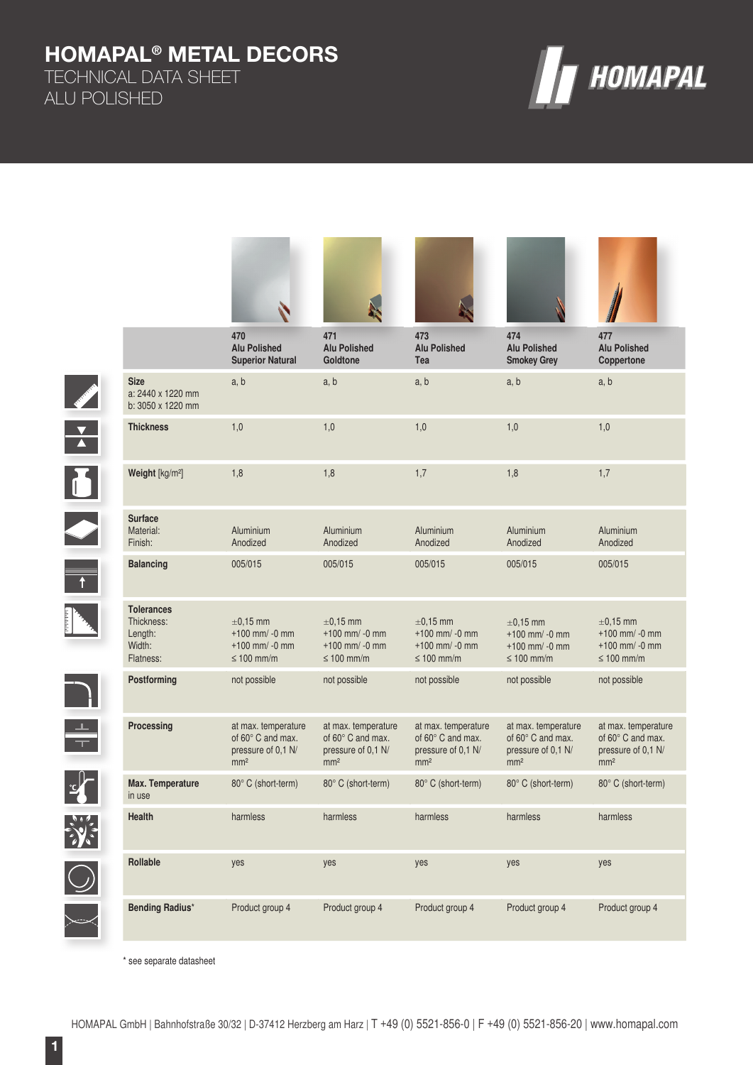# HOMAPAL® METAL DECORS

TECHNICAL DATA SHEET
ALU POLISHED

| | 470 Alu Polished Superior Natural | 471 Alu Polished Goldtone | 473 Alu Polished Tea | 474 Alu Polished Smokey Grey | 477 Alu Polished Coppertone |
|---|---|---|---|---|---|
| **Size**<br>a: 2440 x 1220 mm<br>b: 3050 x 1220 mm | a, b | a, b | a, b | a, b | a, b |
| **Thickness** | 1,0 | 1,0 | 1,0 | 1,0 | 1,0 |
| **Weight** [kg/m²] | 1,8 | 1,8 | 1,7 | 1,8 | 1,7 |
| **Surface**<br>Material:<br>Finish: | Aluminium<br>Anodized | Aluminium<br>Anodized | Aluminium<br>Anodized | Aluminium<br>Anodized | Aluminium<br>Anodized |
| **Balancing** | 005/015 | 005/015 | 005/015 | 005/015 | 005/015 |
| **Tolerances**<br>Thickness:<br>Length:<br>Width:<br>Flatness: | ±0,15 mm<br>+100 mm/ -0 mm<br>+100 mm/ -0 mm<br>≤ 100 mm/m | ±0,15 mm<br>+100 mm/ -0 mm<br>+100 mm/ -0 mm<br>≤ 100 mm/m | ±0,15 mm<br>+100 mm/ -0 mm<br>+100 mm/ -0 mm<br>≤ 100 mm/m | ±0,15 mm<br>+100 mm/ -0 mm<br>+100 mm/ -0 mm<br>≤ 100 mm/m | ±0,15 mm<br>+100 mm/ -0 mm<br>+100 mm/ -0 mm<br>≤ 100 mm/m |
| **Postforming** | not possible | not possible | not possible | not possible | not possible |
| **Processing** | at max. temperature of 60° C and max. pressure of 0,1 N/mm² | at max. temperature of 60° C and max. pressure of 0,1 N/mm² | at max. temperature of 60° C and max. pressure of 0,1 N/mm² | at max. temperature of 60° C and max. pressure of 0,1 N/mm² | at max. temperature of 60° C and max. pressure of 0,1 N/mm² |
| **Max. Temperature** in use | 80° C (short-term) | 80° C (short-term) | 80° C (short-term) | 80° C (short-term) | 80° C (short-term) |
| **Health** | harmless | harmless | harmless | harmless | harmless |
| **Rollable** | yes | yes | yes | yes | yes |
| **Bending Radius*** | Product group 4 | Product group 4 | Product group 4 | Product group 4 | Product group 4 |

* see separate datasheet

HOMAPAL GmbH | Bahnhofstraße 30/32 | D-37412 Herzberg am Harz | T +49 (0) 5521-856-0 | F +49 (0) 5521-856-20 | www.homapal.com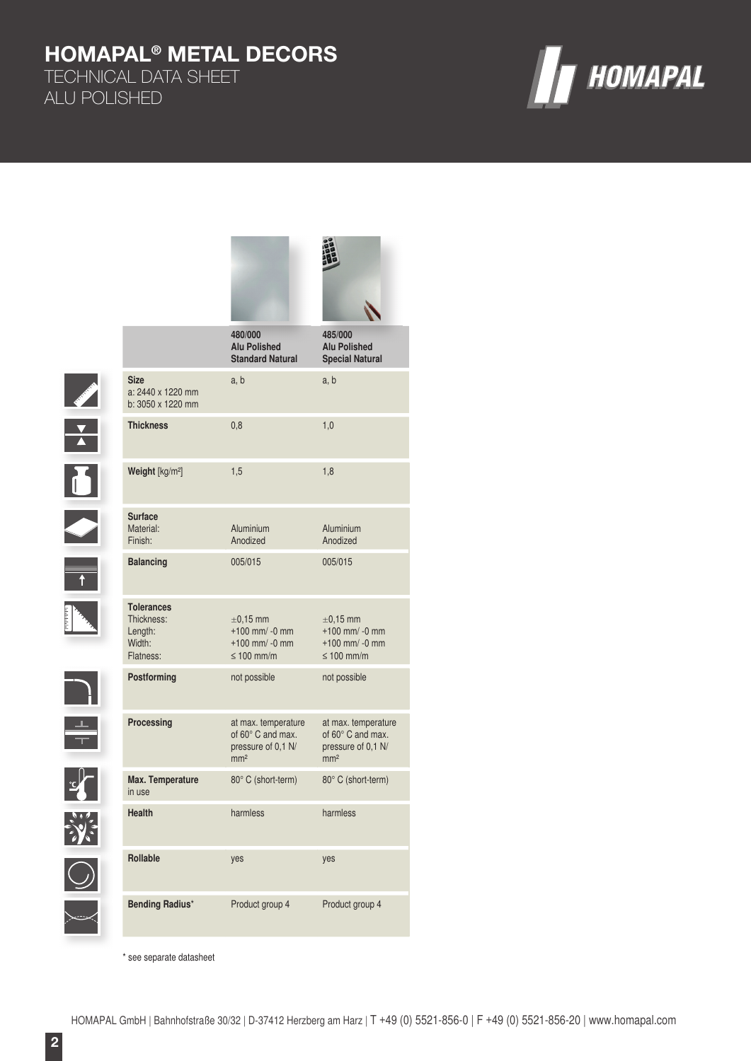# HOMAPAL® METAL DECORS

TECHNICAL DATA SHEET
ALU POLISHED

| | 480/000<br>Alu Polished<br>Standard Natural | 485/000<br>Alu Polished<br>Special Natural |
|---|---|---|
| **Size**<br>a: 2440 x 1220 mm<br>b: 3050 x 1220 mm | a, b | a, b |
| **Thickness** | 0,8 | 1,0 |
| **Weight** [kg/m²] | 1,5 | 1,8 |
| **Surface**<br>Material:<br>Finish: | <br>Aluminium<br>Anodized | <br>Aluminium<br>Anodized |
| **Balancing** | 005/015 | 005/015 |
| **Tolerances**<br>Thickness:<br>Length:<br>Width:<br>Flatness: | <br>±0,15 mm<br>+100 mm/ -0 mm<br>+100 mm/ -0 mm<br>≤ 100 mm/m | <br>±0,15 mm<br>+100 mm/ -0 mm<br>+100 mm/ -0 mm<br>≤ 100 mm/m |
| **Postforming** | not possible | not possible |
| **Processing** | at max. temperature of 60° C and max. pressure of 0,1 N/mm² | at max. temperature of 60° C and max. pressure of 0,1 N/mm² |
| **Max. Temperature** in use | 80° C (short-term) | 80° C (short-term) |
| **Health** | harmless | harmless |
| **Rollable** | yes | yes |
| **Bending Radius*** | Product group 4 | Product group 4 |

* see separate datasheet

HOMAPAL GmbH | Bahnhofstraße 30/32 | D-37412 Herzberg am Harz | T +49 (0) 5521-856-0 | F +49 (0) 5521-856-20 | www.homapal.com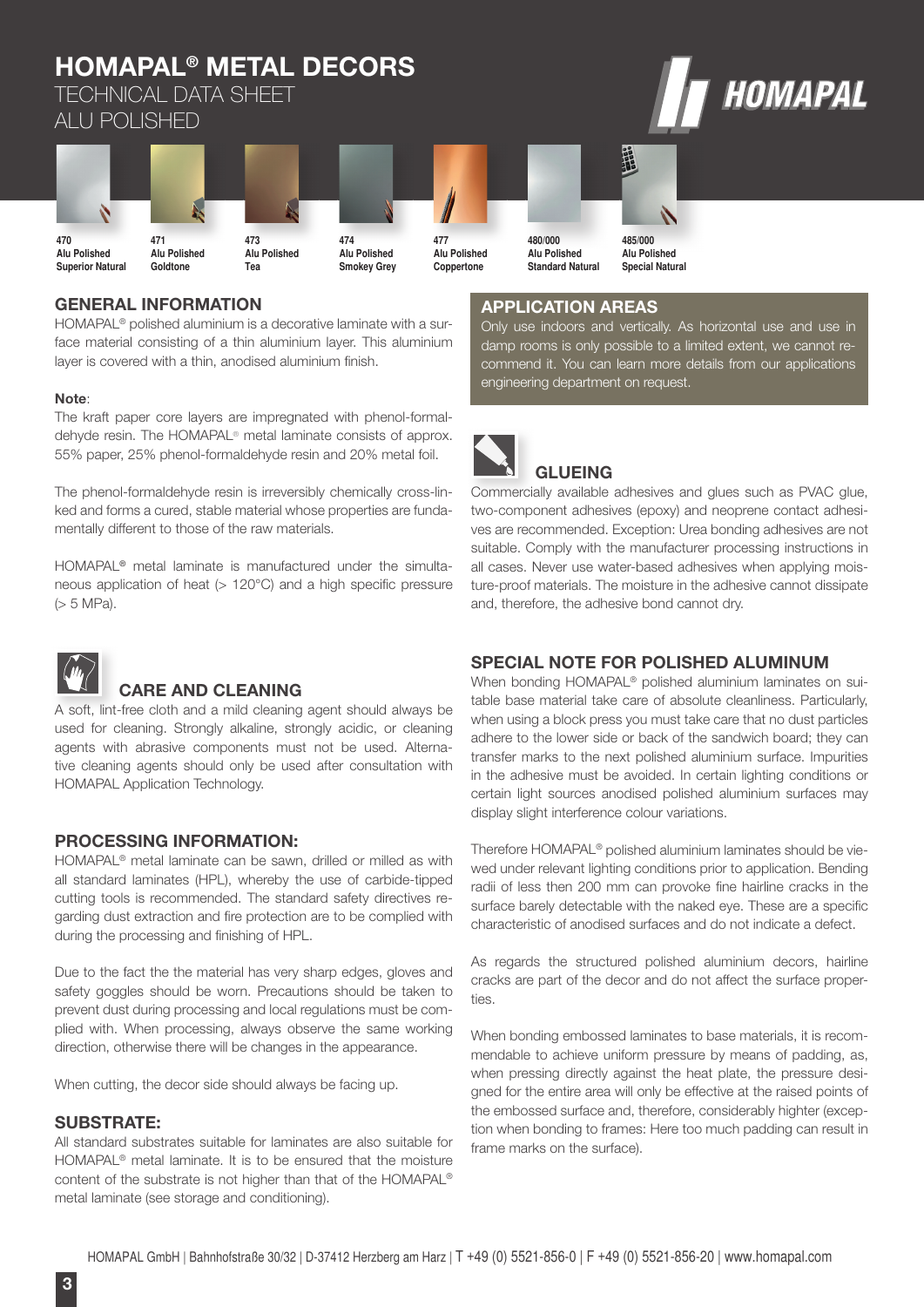# HOMAPAL® METAL DECORS

TECHNICAL DATA SHEET

ALU POLISHED

| 470 | 471 | 473 | 474 | 477 | 480/000 | 485/000 |
|---|---|---|---|---|---|---|
| Alu Polished Superior Natural | Alu Polished Goldtone | Alu Polished Tea | Alu Polished Smokey Grey | Alu Polished Coppertone | Alu Polished Standard Natural | Alu Polished Special Natural |

## GENERAL INFORMATION

HOMAPAL® polished aluminium is a decorative laminate with a surface material consisting of a thin aluminium layer. This aluminium layer is covered with a thin, anodised aluminium finish.

**Note**:

The kraft paper core layers are impregnated with phenol-formaldehyde resin. The HOMAPAL® metal laminate consists of approx. 55% paper, 25% phenol-formaldehyde resin and 20% metal foil.

The phenol-formaldehyde resin is irreversibly chemically cross-linked and forms a cured, stable material whose properties are fundamentally different to those of the raw materials.

HOMAPAL® metal laminate is manufactured under the simultaneous application of heat (> 120°C) and a high specific pressure (> 5 MPa).

## CARE AND CLEANING

A soft, lint-free cloth and a mild cleaning agent should always be used for cleaning. Strongly alkaline, strongly acidic, or cleaning agents with abrasive components must not be used. Alternative cleaning agents should only be used after consultation with HOMAPAL Application Technology.

## PROCESSING INFORMATION:

HOMAPAL® metal laminate can be sawn, drilled or milled as with all standard laminates (HPL), whereby the use of carbide-tipped cutting tools is recommended. The standard safety directives regarding dust extraction and fire protection are to be complied with during the processing and finishing of HPL.

Due to the fact the the material has very sharp edges, gloves and safety goggles should be worn. Precautions should be taken to prevent dust during processing and local regulations must be complied with. When processing, always observe the same working direction, otherwise there will be changes in the appearance.

When cutting, the decor side should always be facing up.

## SUBSTRATE:

All standard substrates suitable for laminates are also suitable for HOMAPAL® metal laminate. It is to be ensured that the moisture content of the substrate is not higher than that of the HOMAPAL® metal laminate (see storage and conditioning).

## APPLICATION AREAS

Only use indoors and vertically. As horizontal use and use in damp rooms is only possible to a limited extent, we cannot recommend it. You can learn more details from our applications engineering department on request.

## GLUEING

Commercially available adhesives and glues such as PVAC glue, two-component adhesives (epoxy) and neoprene contact adhesives are recommended. Exception: Urea bonding adhesives are not suitable. Comply with the manufacturer processing instructions in all cases. Never use water-based adhesives when applying moisture-proof materials. The moisture in the adhesive cannot dissipate and, therefore, the adhesive bond cannot dry.

## SPECIAL NOTE FOR POLISHED ALUMINUM

When bonding HOMAPAL® polished aluminium laminates on suitable base material take care of absolute cleanliness. Particularly, when using a block press you must take care that no dust particles adhere to the lower side or back of the sandwich board; they can transfer marks to the next polished aluminium surface. Impurities in the adhesive must be avoided. In certain lighting conditions or certain light sources anodised polished aluminium surfaces may display slight interference colour variations.

Therefore HOMAPAL® polished aluminium laminates should be viewed under relevant lighting conditions prior to application. Bending radii of less then 200 mm can provoke fine hairline cracks in the surface barely detectable with the naked eye. These are a specific characteristic of anodised surfaces and do not indicate a defect.

As regards the structured polished aluminium decors, hairline cracks are part of the decor and do not affect the surface properties.

When bonding embossed laminates to base materials, it is recommendable to achieve uniform pressure by means of padding, as, when pressing directly against the heat plate, the pressure designed for the entire area will only be effective at the raised points of the embossed surface and, therefore, considerably highter (exception when bonding to frames: Here too much padding can result in frame marks on the surface).

HOMAPAL GmbH | Bahnhofstraße 30/32 | D-37412 Herzberg am Harz | T +49 (0) 5521-856-0 | F +49 (0) 5521-856-20 | www.homapal.com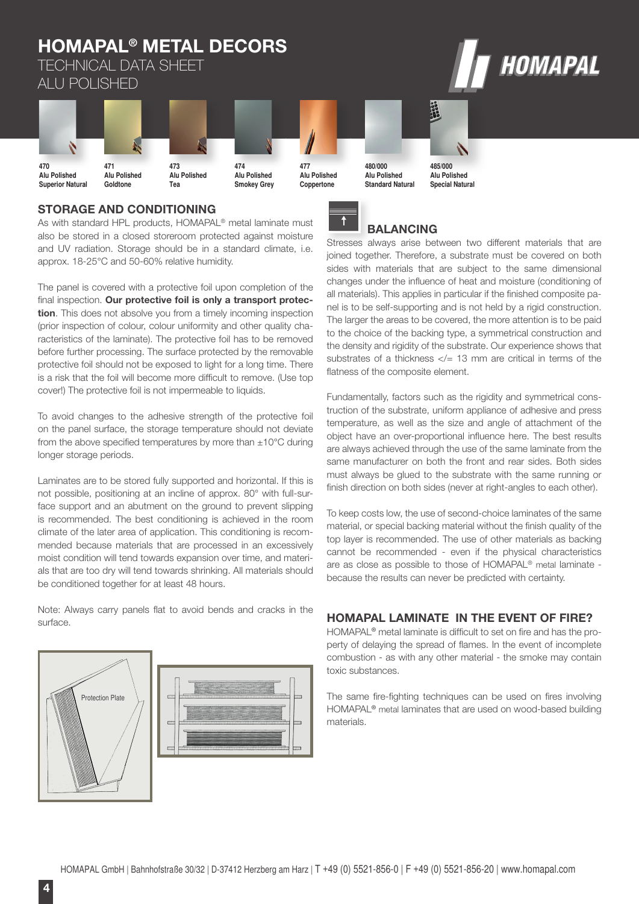# HOMAPAL® METAL DECORS

TECHNICAL DATA SHEET

ALU POLISHED

| 470 | 471 | 473 | 474 | 477 | 480/000 | 485/000 |
|---|---|---|---|---|---|---|
| Alu Polished Superior Natural | Alu Polished Goldtone | Alu Polished Tea | Alu Polished Smokey Grey | Alu Polished Coppertone | Alu Polished Standard Natural | Alu Polished Special Natural |

## STORAGE AND CONDITIONING

As with standard HPL products, HOMAPAL® metal laminate must also be stored in a closed storeroom protected against moisture and UV radiation. Storage should be in a standard climate, i.e. approx. 18-25°C and 50-60% relative humidity.

The panel is covered with a protective foil upon completion of the final inspection. **Our protective foil is only a transport protection**. This does not absolve you from a timely incoming inspection (prior inspection of colour, colour uniformity and other quality characteristics of the laminate). The protective foil has to be removed before further processing. The surface protected by the removable protective foil should not be exposed to light for a long time. There is a risk that the foil will become more difficult to remove. (Use top cover!) The protective foil is not impermeable to liquids.

To avoid changes to the adhesive strength of the protective foil on the panel surface, the storage temperature should not deviate from the above specified temperatures by more than ±10°C during longer storage periods.

Laminates are to be stored fully supported and horizontal. If this is not possible, positioning at an incline of approx. 80° with full-surface support and an abutment on the ground to prevent slipping is recommended. The best conditioning is achieved in the room climate of the later area of application. This conditioning is recommended because materials that are processed in an excessively moist condition will tend towards expansion over time, and materials that are too dry will tend towards shrinking. All materials should be conditioned together for at least 48 hours.

Note: Always carry panels flat to avoid bends and cracks in the surface.

Protection Plate

## BALANCING

Stresses always arise between two different materials that are joined together. Therefore, a substrate must be covered on both sides with materials that are subject to the same dimensional changes under the influence of heat and moisture (conditioning of all materials). This applies in particular if the finished composite panel is to be self-supporting and is not held by a rigid construction. The larger the areas to be covered, the more attention is to be paid to the choice of the backing type, a symmetrical construction and the density and rigidity of the substrate. Our experience shows that substrates of a thickness </= 13 mm are critical in terms of the flatness of the composite element.

Fundamentally, factors such as the rigidity and symmetrical construction of the substrate, uniform appliance of adhesive and press temperature, as well as the size and angle of attachment of the object have an over-proportional influence here. The best results are always achieved through the use of the same laminate from the same manufacturer on both the front and rear sides. Both sides must always be glued to the substrate with the same running or finish direction on both sides (never at right-angles to each other).

To keep costs low, the use of second-choice laminates of the same material, or special backing material without the finish quality of the top layer is recommended. The use of other materials as backing cannot be recommended - even if the physical characteristics are as close as possible to those of HOMAPAL® metal laminate - because the results can never be predicted with certainty.

## HOMAPAL LAMINATE IN THE EVENT OF FIRE?

HOMAPAL® metal laminate is difficult to set on fire and has the property of delaying the spread of flames. In the event of incomplete combustion - as with any other material - the smoke may contain toxic substances.

The same fire-fighting techniques can be used on fires involving HOMAPAL® metal laminates that are used on wood-based building materials.

HOMAPAL GmbH | Bahnhofstraße 30/32 | D-37412 Herzberg am Harz | T +49 (0) 5521-856-0 | F +49 (0) 5521-856-20 | www.homapal.com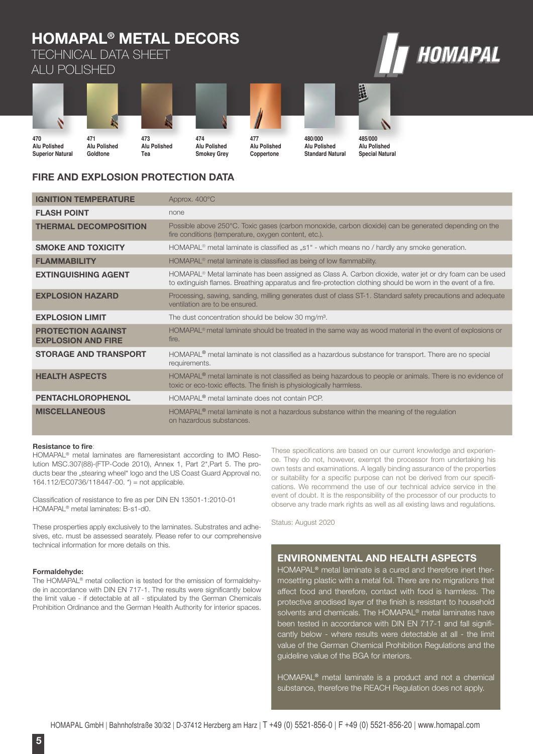# HOMAPAL® METAL DECORS

TECHNICAL DATA SHEET
ALU POLISHED

HOMAPAL

470
Alu Polished
Superior Natural

471
Alu Polished
Goldtone

473
Alu Polished
Tea

474
Alu Polished
Smokey Grey

477
Alu Polished
Coppertone

480/000
Alu Polished
Standard Natural

485/000
Alu Polished
Special Natural

## FIRE AND EXPLOSION PROTECTION DATA

| | |
|---|---|
| **IGNITION TEMPERATURE** | Approx. 400°C |
| **FLASH POINT** | none |
| **THERMAL DECOMPOSITION** | Possible above 250°C. Toxic gases (carbon monoxide, carbon dioxide) can be generated depending on the fire conditions (temperature, oxygen content, etc.). |
| **SMOKE AND TOXICITY** | HOMAPAL® metal laminate is classified as „s1" - which means no / hardly any smoke generation. |
| **FLAMMABILITY** | HOMAPAL® metal laminate is classified as being of low flammability. |
| **EXTINGUISHING AGENT** | HOMAPAL® Metal laminate has been assigned as Class A. Carbon dioxide, water jet or dry foam can be used to extinguish flames. Breathing apparatus and fire-protection clothing should be worn in the event of a fire. |
| **EXPLOSION HAZARD** | Processing, sawing, sanding, milling generates dust of class ST-1. Standard safety precautions and adequate ventilation are to be ensured. |
| **EXPLOSION LIMIT** | The dust concentration should be below 30 mg/m³. |
| **PROTECTION AGAINST EXPLOSION AND FIRE** | HOMAPAL® metal laminate should be treated in the same way as wood material in the event of explosions or fire. |
| **STORAGE AND TRANSPORT** | HOMAPAL® metal laminate is not classified as a hazardous substance for transport. There are no special requirements. |
| **HEALTH ASPECTS** | HOMAPAL® metal laminate is not classified as being hazardous to people or animals. There is no evidence of toxic or eco-toxic effects. The finish is physiologically harmless. |
| **PENTACHLOROPHENOL** | HOMAPAL® metal laminate does not contain PCP. |
| **MISCELLANEOUS** | HOMAPAL® metal laminate is not a hazardous substance within the meaning of the regulation on hazardous substances. |

**Resistance to fire**:
HOMAPAL® metal laminates are flameresistant according to IMO Resolution MSC.307(88)-(FTP-Code 2010), Annex 1, Part 2*,Part 5. The products bear the „stearing wheel" logo and the US Coast Guard Approval no. 164.112/EC0736/118447-00. *) = not applicable.

Classification of resistance to fire as per DIN EN 13501-1:2010-01
HOMAPAL® metal laminates: B-s1-d0.

These prosperties apply exclusively to the laminates. Substrates and adhesives, etc. must be assessed searately. Please refer to our comprehensive technical information for more details on this.

**Formaldehyde:**
The HOMAPAL® metal collection is tested for the emission of formaldehyde in accordance with DIN EN 717-1. The results were significantly below the limit value - if detectable at all - stipulated by the German Chemicals Prohibition Ordinance and the German Health Authority for interior spaces.

These specifications are based on our current knowledge and experience. They do not, however, exempt the processor from undertaking his own tests and examinations. A legally binding assurance of the properties or suitability for a specific purpose can not be derived from our specifications. We recommend the use of our technical advice service in the event of doubt. It is the responsibility of the processor of our products to observe any trade mark rights as well as all existing laws and regulations.

Status: August 2020

## ENVIRONMENTAL AND HEALTH ASPECTS

HOMAPAL® metal laminate is a cured and therefore inert thermosetting plastic with a metal foil. There are no migrations that affect food and therefore, contact with food is harmless. The protective anodised layer of the finish is resistant to household solvents and chemicals. The HOMAPAL® metal laminates have been tested in accordance with DIN EN 717-1 and fall significantly below - where results were detectable at all - the limit value of the German Chemical Prohibition Regulations and the guideline value of the BGA for interiors.

HOMAPAL® metal laminate is a product and not a chemical substance, therefore the REACH Regulation does not apply.

HOMAPAL GmbH | Bahnhofstraße 30/32 | D-37412 Herzberg am Harz | T +49 (0) 5521-856-0 | F +49 (0) 5521-856-20 | www.homapal.com